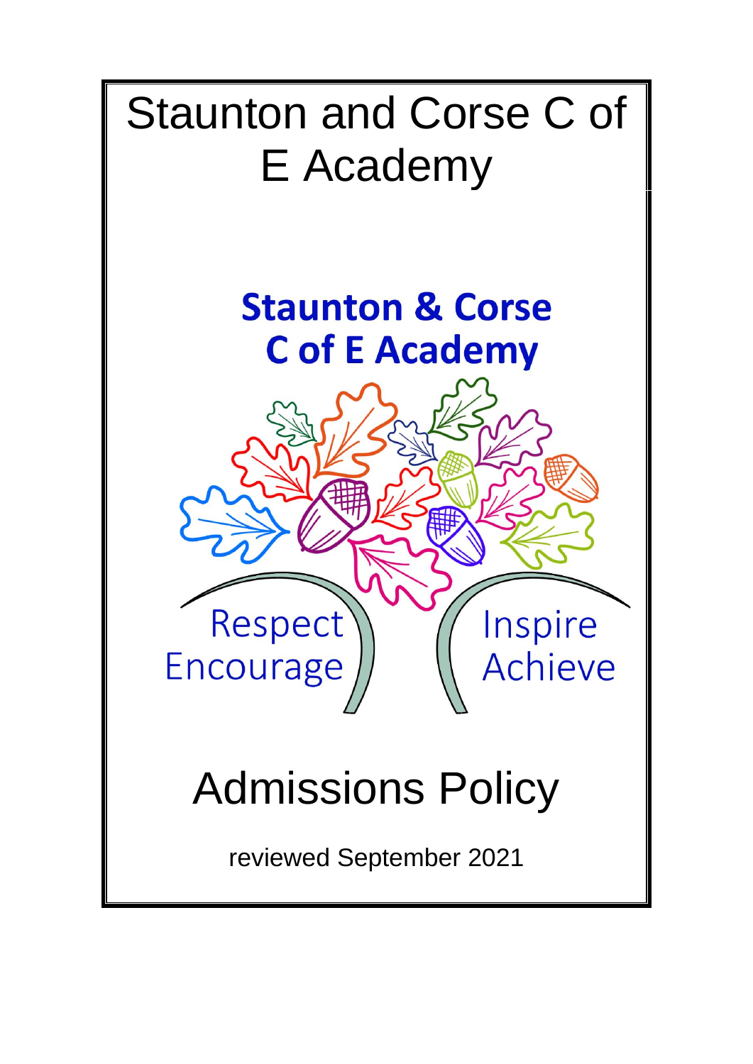# Staunton and Corse C of E Academy

**Staunton & Corse C of E Academy**

Respect Encourage

Inspire Achieve

# Admissions Policy

reviewed September 2021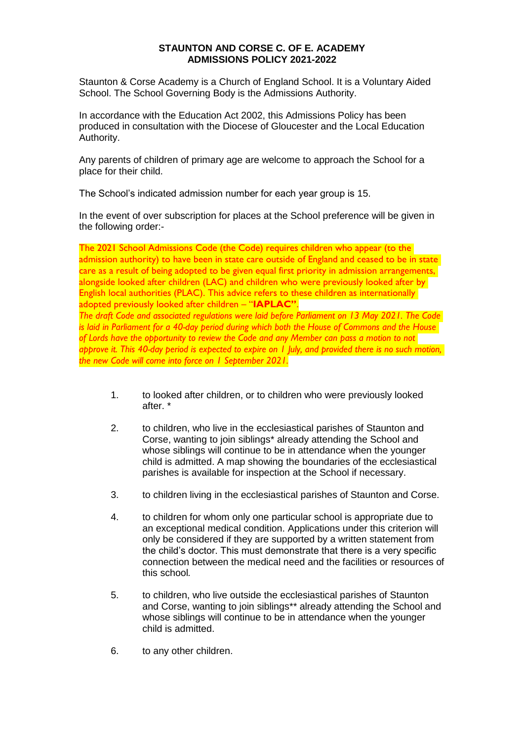**STAUNTON AND CORSE C. OF E. ACADEMY**
**ADMISSIONS POLICY 2021-2022**

Staunton & Corse Academy is a Church of England School. It is a Voluntary Aided School. The School Governing Body is the Admissions Authority.

In accordance with the Education Act 2002, this Admissions Policy has been produced in consultation with the Diocese of Gloucester and the Local Education Authority.

Any parents of children of primary age are welcome to approach the School for a place for their child.

The School's indicated admission number for each year group is 15.

In the event of over subscription for places at the School preference will be given in the following order:-

The 2021 School Admissions Code (the Code) requires children who appear (to the admission authority) to have been in state care outside of England and ceased to be in state care as a result of being adopted to be given equal first priority in admission arrangements, alongside looked after children (LAC) and children who were previously looked after by English local authorities (PLAC). This advice refers to these children as internationally adopted previously looked after children – "**IAPLAC**".
*The draft Code and associated regulations were laid before Parliament on 13 May 2021. The Code is laid in Parliament for a 40-day period during which both the House of Commons and the House of Lords have the opportunity to review the Code and any Member can pass a motion to not approve it. This 40-day period is expected to expire on 1 July, and provided there is no such motion, the new Code will come into force on 1 September 2021.*

1. to looked after children, or to children who were previously looked after. *

2. to children, who live in the ecclesiastical parishes of Staunton and Corse, wanting to join siblings* already attending the School and whose siblings will continue to be in attendance when the younger child is admitted. A map showing the boundaries of the ecclesiastical parishes is available for inspection at the School if necessary.

3. to children living in the ecclesiastical parishes of Staunton and Corse.

4. to children for whom only one particular school is appropriate due to an exceptional medical condition. Applications under this criterion will only be considered if they are supported by a written statement from the child's doctor. This must demonstrate that there is a very specific connection between the medical need and the facilities or resources of this school.

5. to children, who live outside the ecclesiastical parishes of Staunton and Corse, wanting to join siblings** already attending the School and whose siblings will continue to be in attendance when the younger child is admitted.

6. to any other children.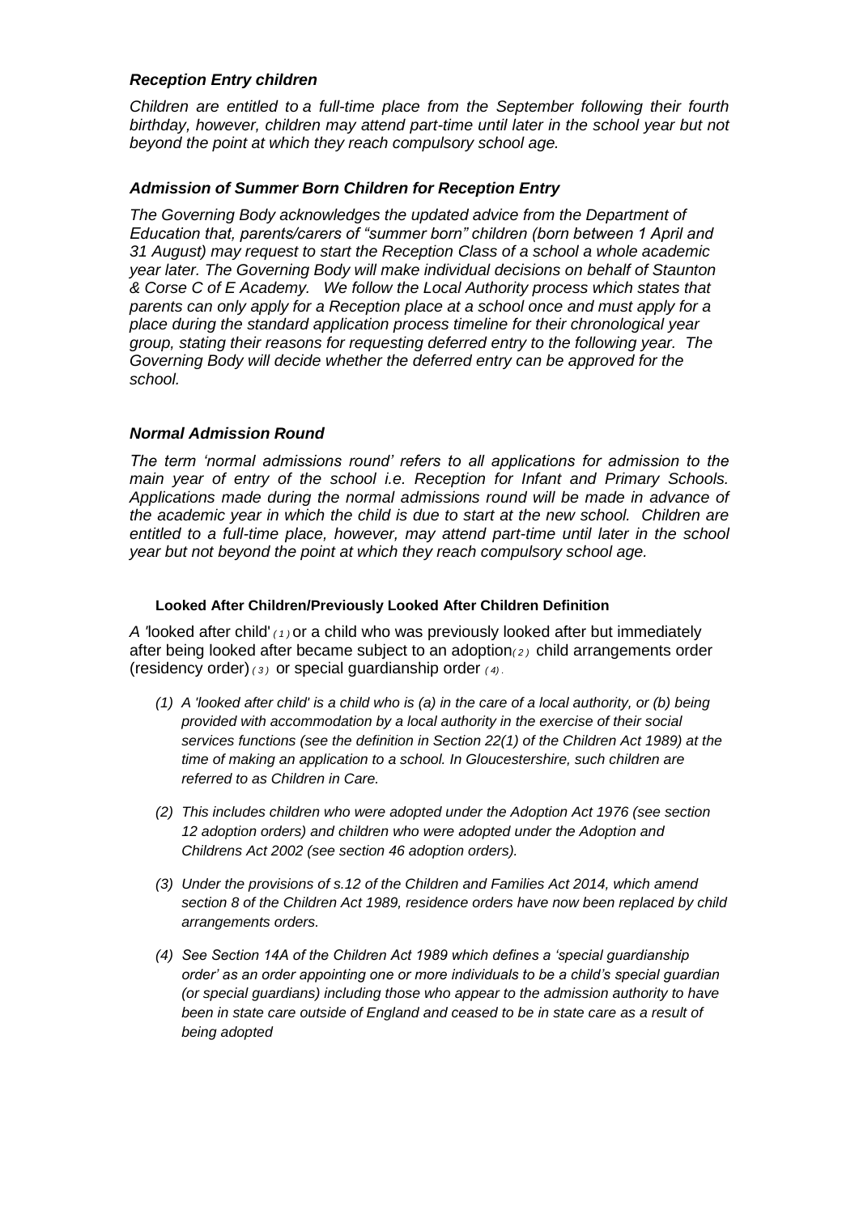### *Reception Entry children*

*Children are entitled to a full-time place from the September following their fourth birthday, however, children may attend part-time until later in the school year but not beyond the point at which they reach compulsory school age.*

### *Admission of Summer Born Children for Reception Entry*

*The Governing Body acknowledges the updated advice from the Department of Education that, parents/carers of "summer born" children (born between 1 April and 31 August) may request to start the Reception Class of a school a whole academic year later. The Governing Body will make individual decisions on behalf of Staunton & Corse C of E Academy. We follow the Local Authority process which states that parents can only apply for a Reception place at a school once and must apply for a place during the standard application process timeline for their chronological year group, stating their reasons for requesting deferred entry to the following year. The Governing Body will decide whether the deferred entry can be approved for the school.*

### *Normal Admission Round*

*The term 'normal admissions round' refers to all applications for admission to the main year of entry of the school i.e. Reception for Infant and Primary Schools. Applications made during the normal admissions round will be made in advance of the academic year in which the child is due to start at the new school. Children are entitled to a full-time place, however, may attend part-time until later in the school year but not beyond the point at which they reach compulsory school age.*

**Looked After Children/Previously Looked After Children Definition**

*A* 'looked after child' *(1)* or a child who was previously looked after but immediately after being looked after became subject to an adoption*(2)* child arrangements order (residency order) *(3)* or special guardianship order *(4)*.

*(1) A 'looked after child' is a child who is (a) in the care of a local authority, or (b) being provided with accommodation by a local authority in the exercise of their social services functions (see the definition in Section 22(1) of the Children Act 1989) at the time of making an application to a school. In Gloucestershire, such children are referred to as Children in Care.*

*(2) This includes children who were adopted under the Adoption Act 1976 (see section 12 adoption orders) and children who were adopted under the Adoption and Childrens Act 2002 (see section 46 adoption orders).*

*(3) Under the provisions of s.12 of the Children and Families Act 2014, which amend section 8 of the Children Act 1989, residence orders have now been replaced by child arrangements orders.*

*(4) See Section 14A of the Children Act 1989 which defines a 'special guardianship order' as an order appointing one or more individuals to be a child's special guardian (or special guardians) including those who appear to the admission authority to have been in state care outside of England and ceased to be in state care as a result of being adopted*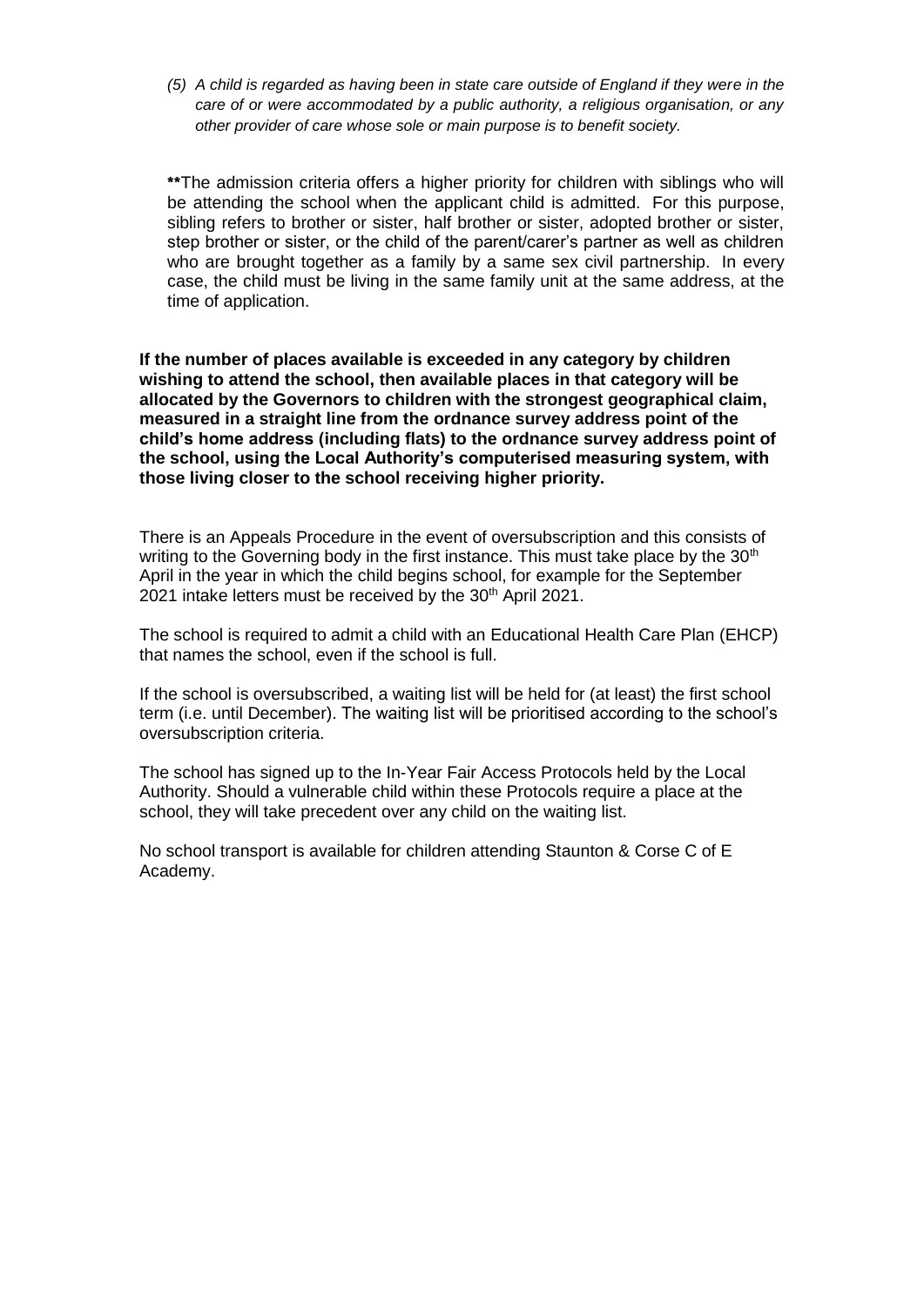*(5) A child is regarded as having been in state care outside of England if they were in the care of or were accommodated by a public authority, a religious organisation, or any other provider of care whose sole or main purpose is to benefit society.*

**\*\***The admission criteria offers a higher priority for children with siblings who will be attending the school when the applicant child is admitted. For this purpose, sibling refers to brother or sister, half brother or sister, adopted brother or sister, step brother or sister, or the child of the parent/carer's partner as well as children who are brought together as a family by a same sex civil partnership. In every case, the child must be living in the same family unit at the same address, at the time of application.

**If the number of places available is exceeded in any category by children wishing to attend the school, then available places in that category will be allocated by the Governors to children with the strongest geographical claim, measured in a straight line from the ordnance survey address point of the child's home address (including flats) to the ordnance survey address point of the school, using the Local Authority's computerised measuring system, with those living closer to the school receiving higher priority.**

There is an Appeals Procedure in the event of oversubscription and this consists of writing to the Governing body in the first instance. This must take place by the 30th April in the year in which the child begins school, for example for the September 2021 intake letters must be received by the 30th April 2021.

The school is required to admit a child with an Educational Health Care Plan (EHCP) that names the school, even if the school is full.

If the school is oversubscribed, a waiting list will be held for (at least) the first school term (i.e. until December). The waiting list will be prioritised according to the school's oversubscription criteria.

The school has signed up to the In-Year Fair Access Protocols held by the Local Authority. Should a vulnerable child within these Protocols require a place at the school, they will take precedent over any child on the waiting list.

No school transport is available for children attending Staunton & Corse C of E Academy.